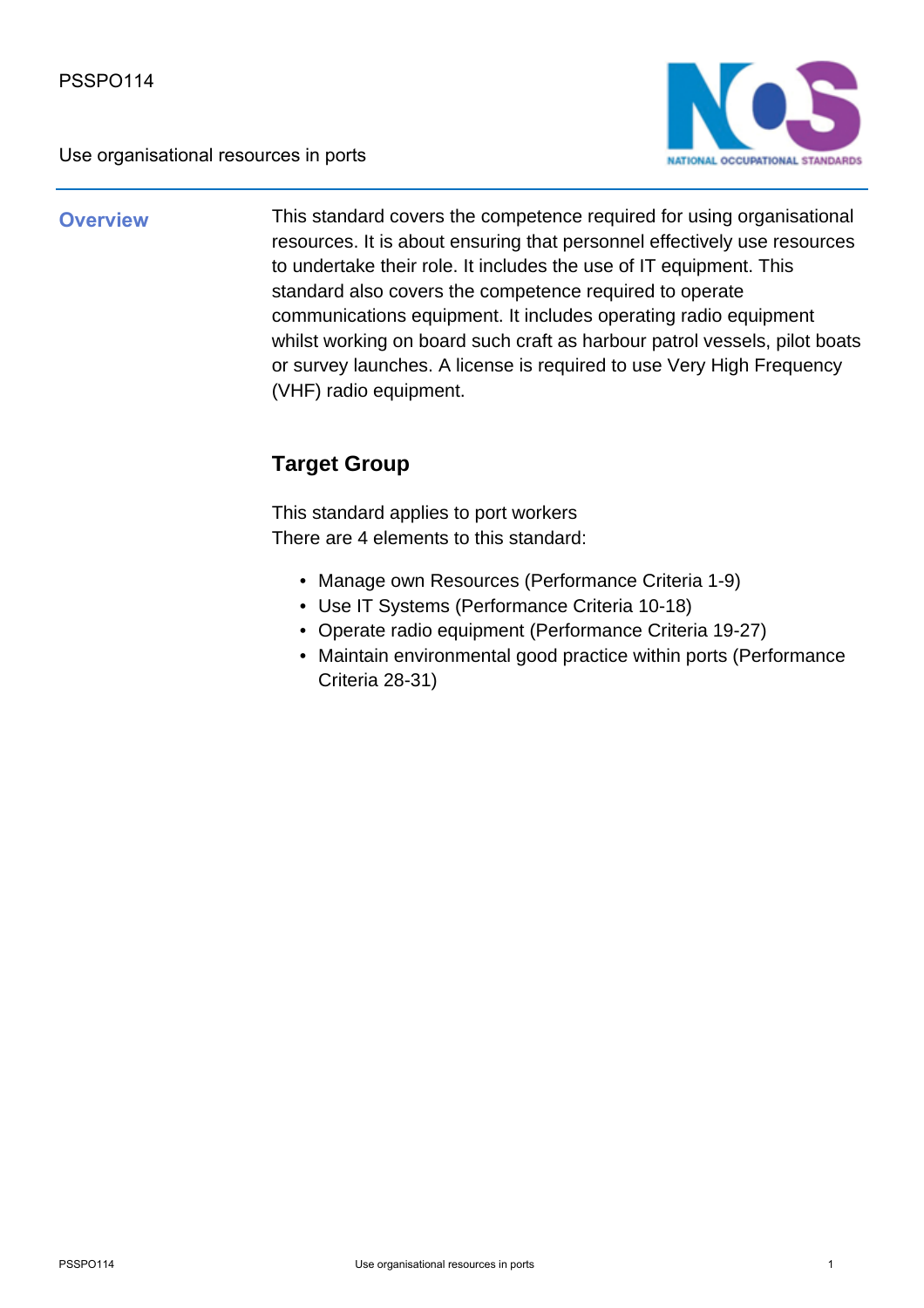PSSPO114

Use organisational resources in ports

## Overview

This standard covers the competence required for using organisational resources. It is about ensuring that personnel effectively use resources to undertake their role. It includes the use of IT equipment. This standard also covers the competence required to operate communications equipment. It includes operating radio equipment whilst working on board such craft as harbour patrol vessels, pilot boats or survey launches. A license is required to use Very High Frequency (VHF) radio equipment.

### Target Group

This standard applies to port workers
There are 4 elements to this standard:

- Manage own Resources (Performance Criteria 1-9)
- Use IT Systems (Performance Criteria 10-18)
- Operate radio equipment (Performance Criteria 19-27)
- Maintain environmental good practice within ports (Performance Criteria 28-31)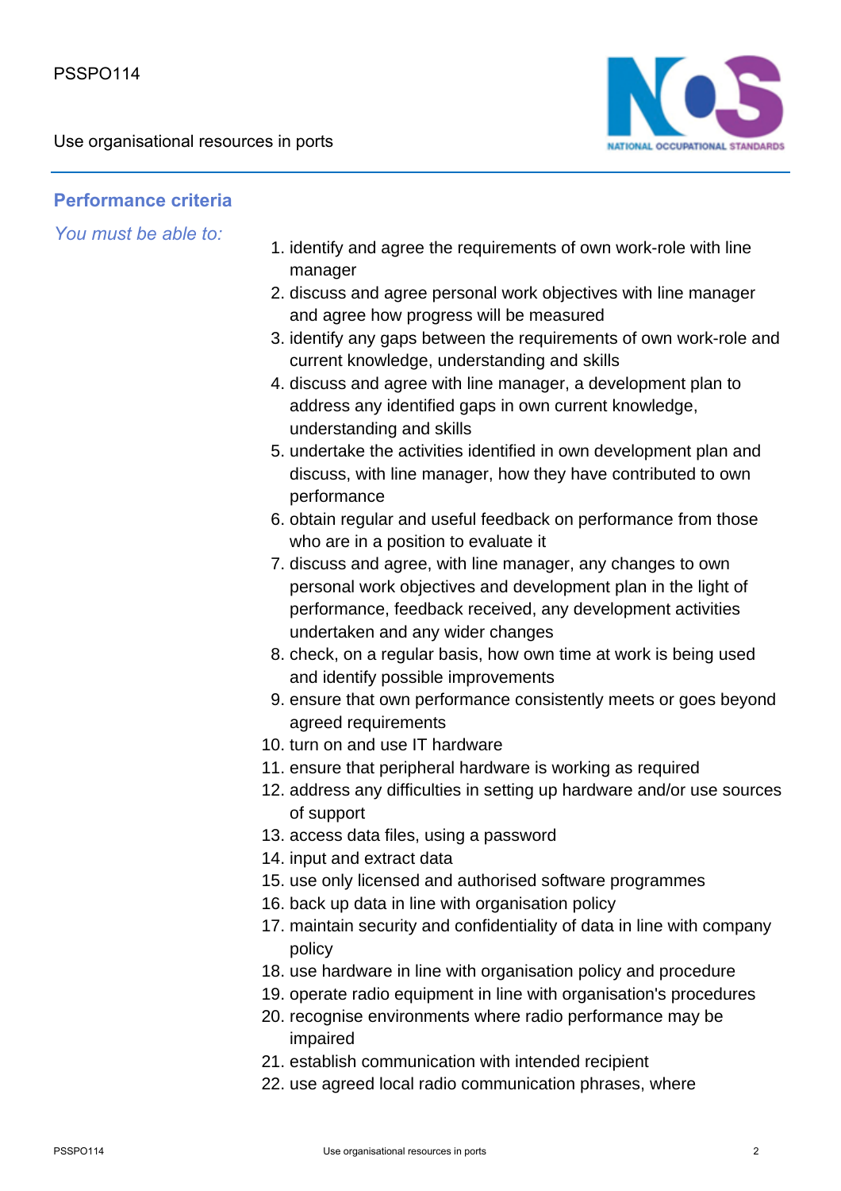## Performance criteria

*You must be able to:*

1. identify and agree the requirements of own work-role with line manager
2. discuss and agree personal work objectives with line manager and agree how progress will be measured
3. identify any gaps between the requirements of own work-role and current knowledge, understanding and skills
4. discuss and agree with line manager, a development plan to address any identified gaps in own current knowledge, understanding and skills
5. undertake the activities identified in own development plan and discuss, with line manager, how they have contributed to own performance
6. obtain regular and useful feedback on performance from those who are in a position to evaluate it
7. discuss and agree, with line manager, any changes to own personal work objectives and development plan in the light of performance, feedback received, any development activities undertaken and any wider changes
8. check, on a regular basis, how own time at work is being used and identify possible improvements
9. ensure that own performance consistently meets or goes beyond agreed requirements
10. turn on and use IT hardware
11. ensure that peripheral hardware is working as required
12. address any difficulties in setting up hardware and/or use sources of support
13. access data files, using a password
14. input and extract data
15. use only licensed and authorised software programmes
16. back up data in line with organisation policy
17. maintain security and confidentiality of data in line with company policy
18. use hardware in line with organisation policy and procedure
19. operate radio equipment in line with organisation's procedures
20. recognise environments where radio performance may be impaired
21. establish communication with intended recipient
22. use agreed local radio communication phrases, where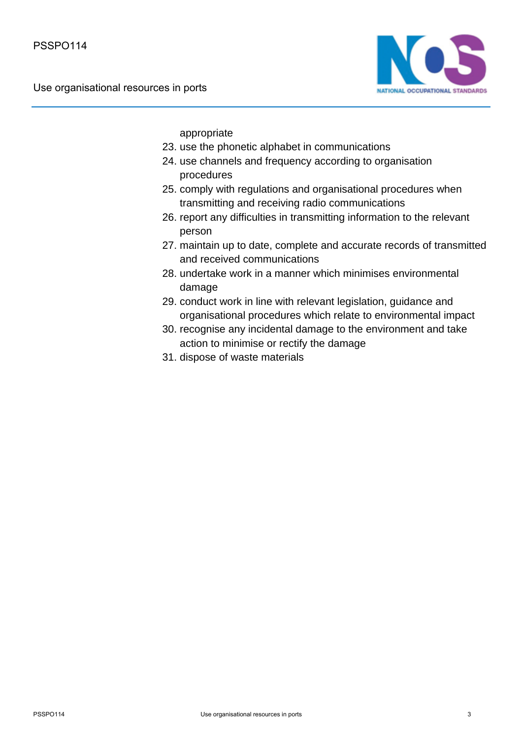appropriate

23. use the phonetic alphabet in communications
24. use channels and frequency according to organisation procedures
25. comply with regulations and organisational procedures when transmitting and receiving radio communications
26. report any difficulties in transmitting information to the relevant person
27. maintain up to date, complete and accurate records of transmitted and received communications
28. undertake work in a manner which minimises environmental damage
29. conduct work in line with relevant legislation, guidance and organisational procedures which relate to environmental impact
30. recognise any incidental damage to the environment and take action to minimise or rectify the damage
31. dispose of waste materials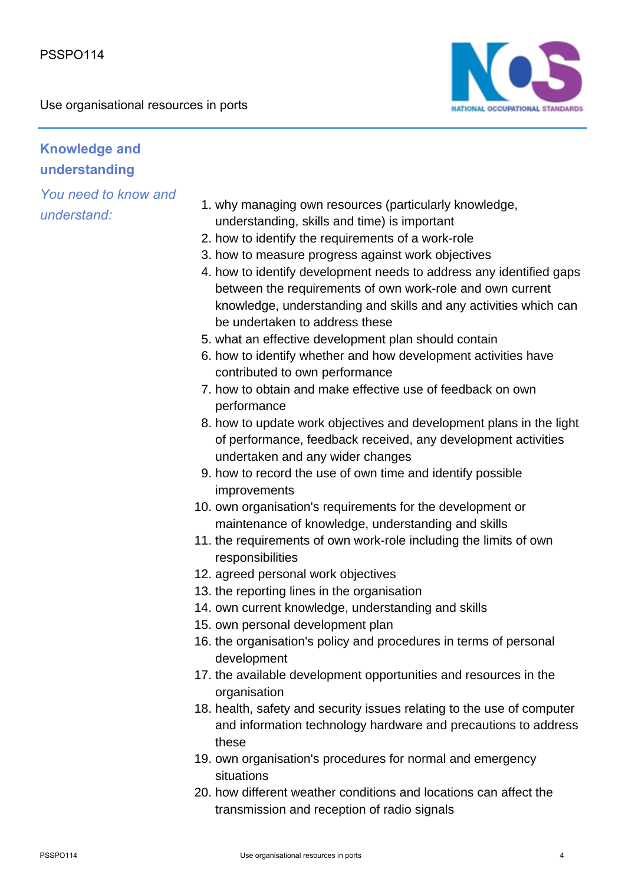## Knowledge and understanding

*You need to know and understand:*

1. why managing own resources (particularly knowledge, understanding, skills and time) is important
2. how to identify the requirements of a work-role
3. how to measure progress against work objectives
4. how to identify development needs to address any identified gaps between the requirements of own work-role and own current knowledge, understanding and skills and any activities which can be undertaken to address these
5. what an effective development plan should contain
6. how to identify whether and how development activities have contributed to own performance
7. how to obtain and make effective use of feedback on own performance
8. how to update work objectives and development plans in the light of performance, feedback received, any development activities undertaken and any wider changes
9. how to record the use of own time and identify possible improvements
10. own organisation's requirements for the development or maintenance of knowledge, understanding and skills
11. the requirements of own work-role including the limits of own responsibilities
12. agreed personal work objectives
13. the reporting lines in the organisation
14. own current knowledge, understanding and skills
15. own personal development plan
16. the organisation's policy and procedures in terms of personal development
17. the available development opportunities and resources in the organisation
18. health, safety and security issues relating to the use of computer and information technology hardware and precautions to address these
19. own organisation's procedures for normal and emergency situations
20. how different weather conditions and locations can affect the transmission and reception of radio signals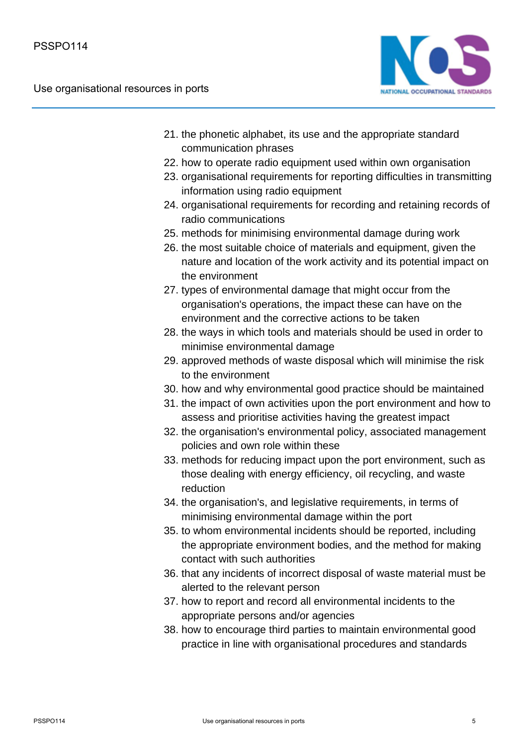21. the phonetic alphabet, its use and the appropriate standard communication phrases
22. how to operate radio equipment used within own organisation
23. organisational requirements for reporting difficulties in transmitting information using radio equipment
24. organisational requirements for recording and retaining records of radio communications
25. methods for minimising environmental damage during work
26. the most suitable choice of materials and equipment, given the nature and location of the work activity and its potential impact on the environment
27. types of environmental damage that might occur from the organisation's operations, the impact these can have on the environment and the corrective actions to be taken
28. the ways in which tools and materials should be used in order to minimise environmental damage
29. approved methods of waste disposal which will minimise the risk to the environment
30. how and why environmental good practice should be maintained
31. the impact of own activities upon the port environment and how to assess and prioritise activities having the greatest impact
32. the organisation's environmental policy, associated management policies and own role within these
33. methods for reducing impact upon the port environment, such as those dealing with energy efficiency, oil recycling, and waste reduction
34. the organisation's, and legislative requirements, in terms of minimising environmental damage within the port
35. to whom environmental incidents should be reported, including the appropriate environment bodies, and the method for making contact with such authorities
36. that any incidents of incorrect disposal of waste material must be alerted to the relevant person
37. how to report and record all environmental incidents to the appropriate persons and/or agencies
38. how to encourage third parties to maintain environmental good practice in line with organisational procedures and standards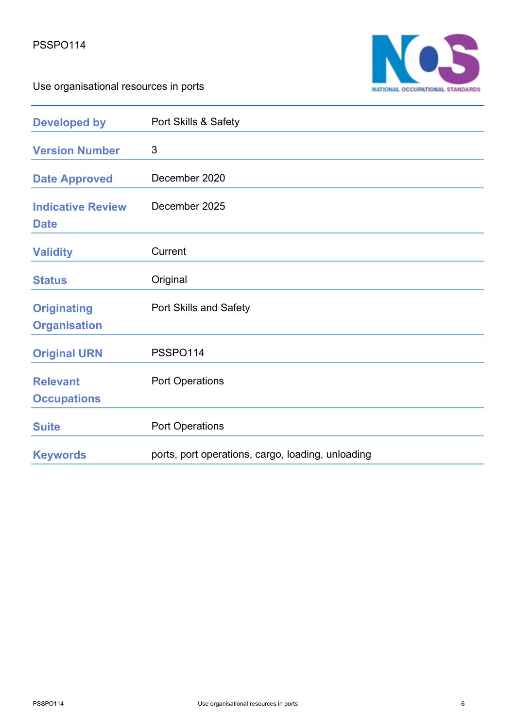PSSPO114

Use organisational resources in ports

| | |
|---|---|
| **Developed by** | Port Skills & Safety |
| **Version Number** | 3 |
| **Date Approved** | December 2020 |
| **Indicative Review Date** | December 2025 |
| **Validity** | Current |
| **Status** | Original |
| **Originating Organisation** | Port Skills and Safety |
| **Original URN** | PSSPO114 |
| **Relevant Occupations** | Port Operations |
| **Suite** | Port Operations |
| **Keywords** | ports, port operations, cargo, loading, unloading |